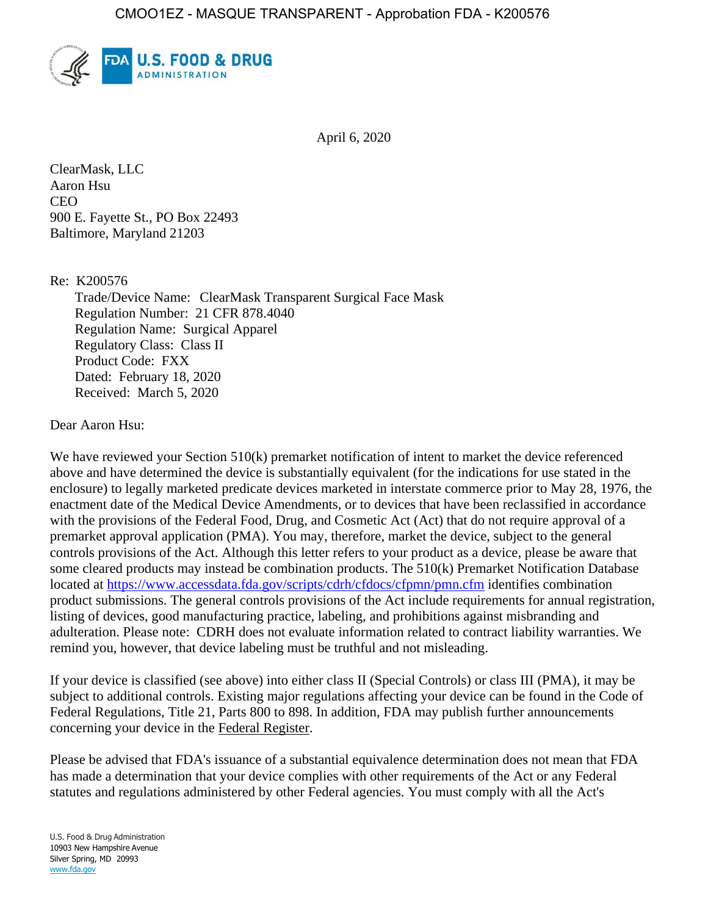CMOO1EZ - MASQUE TRANSPARENT - Approbation FDA - K200576

FDA U.S. FOOD & DRUG ADMINISTRATION

April 6, 2020

ClearMask, LLC
Aaron Hsu
CEO
900 E. Fayette St., PO Box 22493
Baltimore, Maryland 21203

Re: K200576
Trade/Device Name: ClearMask Transparent Surgical Face Mask
Regulation Number: 21 CFR 878.4040
Regulation Name: Surgical Apparel
Regulatory Class: Class II
Product Code: FXX
Dated: February 18, 2020
Received: March 5, 2020

Dear Aaron Hsu:

We have reviewed your Section 510(k) premarket notification of intent to market the device referenced above and have determined the device is substantially equivalent (for the indications for use stated in the enclosure) to legally marketed predicate devices marketed in interstate commerce prior to May 28, 1976, the enactment date of the Medical Device Amendments, or to devices that have been reclassified in accordance with the provisions of the Federal Food, Drug, and Cosmetic Act (Act) that do not require approval of a premarket approval application (PMA). You may, therefore, market the device, subject to the general controls provisions of the Act. Although this letter refers to your product as a device, please be aware that some cleared products may instead be combination products. The 510(k) Premarket Notification Database located at https://www.accessdata.fda.gov/scripts/cdrh/cfdocs/cfpmn/pmn.cfm identifies combination product submissions. The general controls provisions of the Act include requirements for annual registration, listing of devices, good manufacturing practice, labeling, and prohibitions against misbranding and adulteration. Please note: CDRH does not evaluate information related to contract liability warranties. We remind you, however, that device labeling must be truthful and not misleading.

If your device is classified (see above) into either class II (Special Controls) or class III (PMA), it may be subject to additional controls. Existing major regulations affecting your device can be found in the Code of Federal Regulations, Title 21, Parts 800 to 898. In addition, FDA may publish further announcements concerning your device in the Federal Register.

Please be advised that FDA's issuance of a substantial equivalence determination does not mean that FDA has made a determination that your device complies with other requirements of the Act or any Federal statutes and regulations administered by other Federal agencies. You must comply with all the Act's

U.S. Food & Drug Administration
10903 New Hampshire Avenue
Silver Spring, MD 20993
www.fda.gov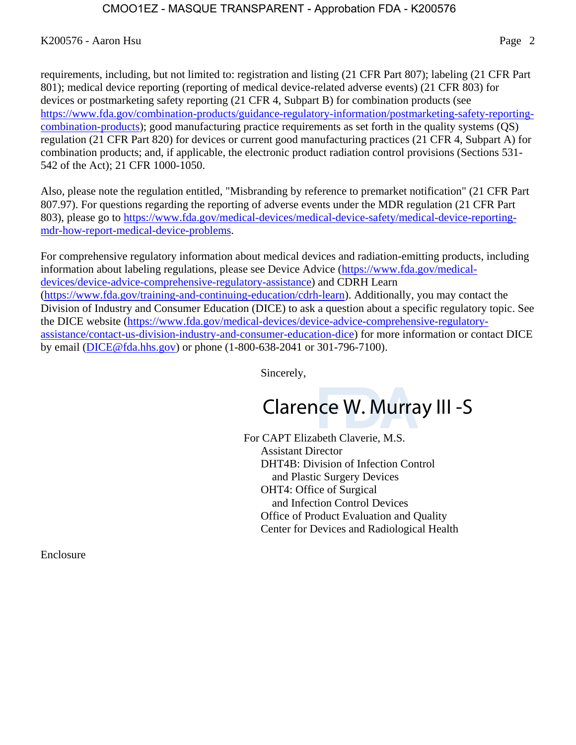requirements, including, but not limited to: registration and listing (21 CFR Part 807); labeling (21 CFR Part 801); medical device reporting (reporting of medical device-related adverse events) (21 CFR 803) for devices or postmarketing safety reporting (21 CFR 4, Subpart B) for combination products (see https://www.fda.gov/combination-products/guidance-regulatory-information/postmarketing-safety-reporting-combination-products); good manufacturing practice requirements as set forth in the quality systems (QS) regulation (21 CFR Part 820) for devices or current good manufacturing practices (21 CFR 4, Subpart A) for combination products; and, if applicable, the electronic product radiation control provisions (Sections 531-542 of the Act); 21 CFR 1000-1050.

Also, please note the regulation entitled, "Misbranding by reference to premarket notification" (21 CFR Part 807.97). For questions regarding the reporting of adverse events under the MDR regulation (21 CFR Part 803), please go to https://www.fda.gov/medical-devices/medical-device-safety/medical-device-reporting-mdr-how-report-medical-device-problems.

For comprehensive regulatory information about medical devices and radiation-emitting products, including information about labeling regulations, please see Device Advice (https://www.fda.gov/medical-devices/device-advice-comprehensive-regulatory-assistance) and CDRH Learn (https://www.fda.gov/training-and-continuing-education/cdrh-learn). Additionally, you may contact the Division of Industry and Consumer Education (DICE) to ask a question about a specific regulatory topic. See the DICE website (https://www.fda.gov/medical-devices/device-advice-comprehensive-regulatory-assistance/contact-us-division-industry-and-consumer-education-dice) for more information or contact DICE by email (DICE@fda.hhs.gov) or phone (1-800-638-2041 or 301-796-7100).

Sincerely,

Clarence W. Murray III -S

For CAPT Elizabeth Claverie, M.S.
Assistant Director
DHT4B: Division of Infection Control and Plastic Surgery Devices
OHT4: Office of Surgical and Infection Control Devices
Office of Product Evaluation and Quality
Center for Devices and Radiological Health

Enclosure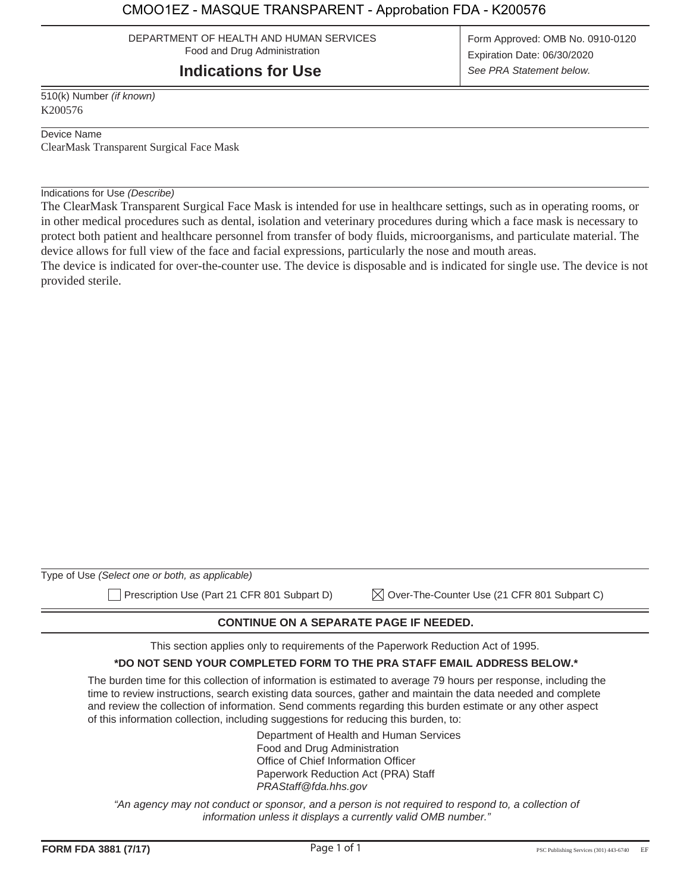CMOO1EZ - MASQUE TRANSPARENT - Approbation FDA - K200576

DEPARTMENT OF HEALTH AND HUMAN SERVICES
Food and Drug Administration

# Indications for Use

Form Approved: OMB No. 0910-0120
Expiration Date: 06/30/2020
*See PRA Statement below.*

510(k) Number *(if known)*
K200576

Device Name
ClearMask Transparent Surgical Face Mask

Indications for Use *(Describe)*
The ClearMask Transparent Surgical Face Mask is intended for use in healthcare settings, such as in operating rooms, or in other medical procedures such as dental, isolation and veterinary procedures during which a face mask is necessary to protect both patient and healthcare personnel from transfer of body fluids, microorganisms, and particulate material. The device allows for full view of the face and facial expressions, particularly the nose and mouth areas.
The device is indicated for over-the-counter use. The device is disposable and is indicated for single use. The device is not provided sterile.

Type of Use *(Select one or both, as applicable)*

☐ Prescription Use (Part 21 CFR 801 Subpart D) ☒ Over-The-Counter Use (21 CFR 801 Subpart C)

**CONTINUE ON A SEPARATE PAGE IF NEEDED.**

This section applies only to requirements of the Paperwork Reduction Act of 1995.

**\*DO NOT SEND YOUR COMPLETED FORM TO THE PRA STAFF EMAIL ADDRESS BELOW.\***

The burden time for this collection of information is estimated to average 79 hours per response, including the time to review instructions, search existing data sources, gather and maintain the data needed and complete and review the collection of information. Send comments regarding this burden estimate or any other aspect of this information collection, including suggestions for reducing this burden, to:

Department of Health and Human Services
Food and Drug Administration
Office of Chief Information Officer
Paperwork Reduction Act (PRA) Staff
*PRAStaff@fda.hhs.gov*

*"An agency may not conduct or sponsor, and a person is not required to respond to, a collection of information unless it displays a currently valid OMB number."*

**FORM FDA 3881 (7/17)**

PSC Publishing Services (301) 443-6740 EF